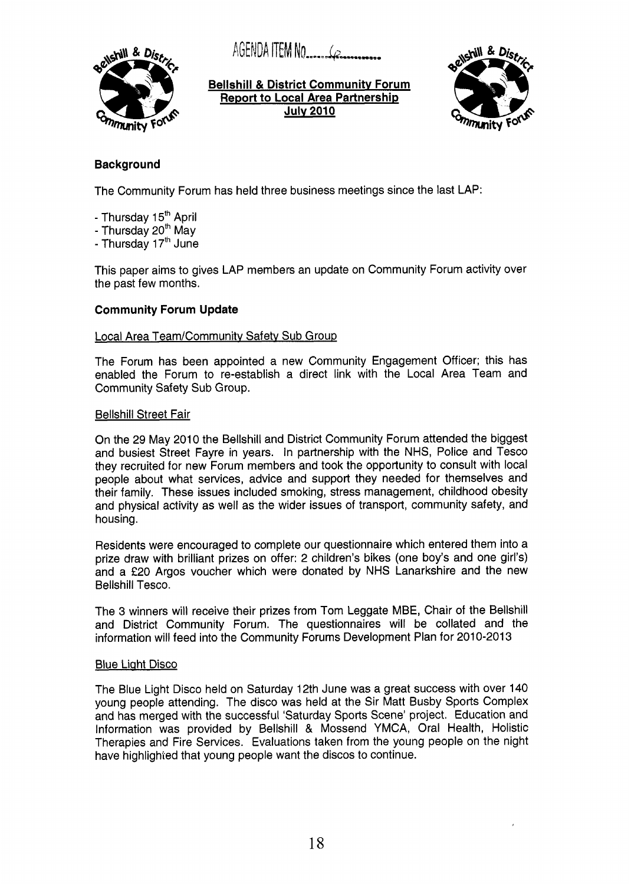AGENDA ITEM No......6..........

**Bellshill & District Community Forum**
**Report to Local Area Partnership**
**July 2010**

## Background

The Community Forum has held three business meetings since the last LAP:

- Thursday 15th April
- Thursday 20th May
- Thursday 17th June

This paper aims to gives LAP members an update on Community Forum activity over the past few months.

## Community Forum Update

### Local Area Team/Community Safety Sub Group

The Forum has been appointed a new Community Engagement Officer; this has enabled the Forum to re-establish a direct link with the Local Area Team and Community Safety Sub Group.

### Bellshill Street Fair

On the 29 May 2010 the Bellshill and District Community Forum attended the biggest and busiest Street Fayre in years. In partnership with the NHS, Police and Tesco they recruited for new Forum members and took the opportunity to consult with local people about what services, advice and support they needed for themselves and their family. These issues included smoking, stress management, childhood obesity and physical activity as well as the wider issues of transport, community safety, and housing.

Residents were encouraged to complete our questionnaire which entered them into a prize draw with brilliant prizes on offer: 2 children's bikes (one boy's and one girl's) and a £20 Argos voucher which were donated by NHS Lanarkshire and the new Bellshill Tesco.

The 3 winners will receive their prizes from Tom Leggate MBE, Chair of the Bellshill and District Community Forum. The questionnaires will be collated and the information will feed into the Community Forums Development Plan for 2010-2013

### Blue Light Disco

The Blue Light Disco held on Saturday 12th June was a great success with over 140 young people attending. The disco was held at the Sir Matt Busby Sports Complex and has merged with the successful 'Saturday Sports Scene' project. Education and Information was provided by Bellshill & Mossend YMCA, Oral Health, Holistic Therapies and Fire Services. Evaluations taken from the young people on the night have highlighted that young people want the discos to continue.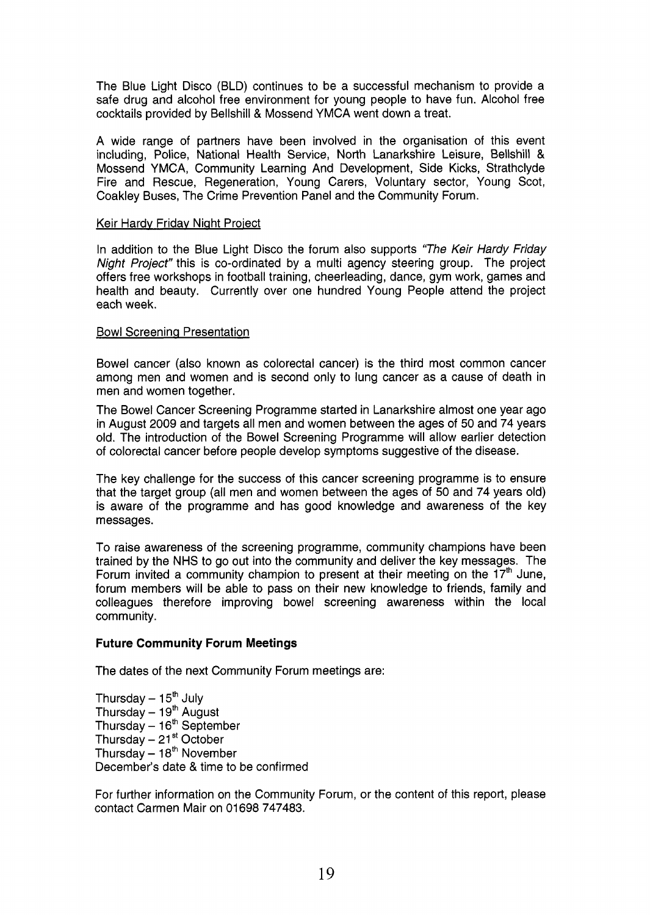The Blue Light Disco (BLD) continues to be a successful mechanism to provide a safe drug and alcohol free environment for young people to have fun. Alcohol free cocktails provided by Bellshill & Mossend YMCA went down a treat.

A wide range of partners have been involved in the organisation of this event including, Police, National Health Service, North Lanarkshire Leisure, Bellshill & Mossend YMCA, Community Learning And Development, Side Kicks, Strathclyde Fire and Rescue, Regeneration, Young Carers, Voluntary sector, Young Scot, Coakley Buses, The Crime Prevention Panel and the Community Forum.

<u>Keir Hardy Friday Night Project</u>

In addition to the Blue Light Disco the forum also supports *"The Keir Hardy Friday Night Project"* this is co-ordinated by a multi agency steering group. The project offers free workshops in football training, cheerleading, dance, gym work, games and health and beauty. Currently over one hundred Young People attend the project each week.

<u>Bowl Screening Presentation</u>

Bowel cancer (also known as colorectal cancer) is the third most common cancer among men and women and is second only to lung cancer as a cause of death in men and women together.

The Bowel Cancer Screening Programme started in Lanarkshire almost one year ago in August 2009 and targets all men and women between the ages of 50 and 74 years old. The introduction of the Bowel Screening Programme will allow earlier detection of colorectal cancer before people develop symptoms suggestive of the disease.

The key challenge for the success of this cancer screening programme is to ensure that the target group (all men and women between the ages of 50 and 74 years old) is aware of the programme and has good knowledge and awareness of the key messages.

To raise awareness of the screening programme, community champions have been trained by the NHS to go out into the community and deliver the key messages. The Forum invited a community champion to present at their meeting on the 17th June, forum members will be able to pass on their new knowledge to friends, family and colleagues therefore improving bowel screening awareness within the local community.

**Future Community Forum Meetings**

The dates of the next Community Forum meetings are:

Thursday – 15th July
Thursday – 19th August
Thursday – 16th September
Thursday – 21st October
Thursday – 18th November
December's date & time to be confirmed

For further information on the Community Forum, or the content of this report, please contact Carmen Mair on 01698 747483.